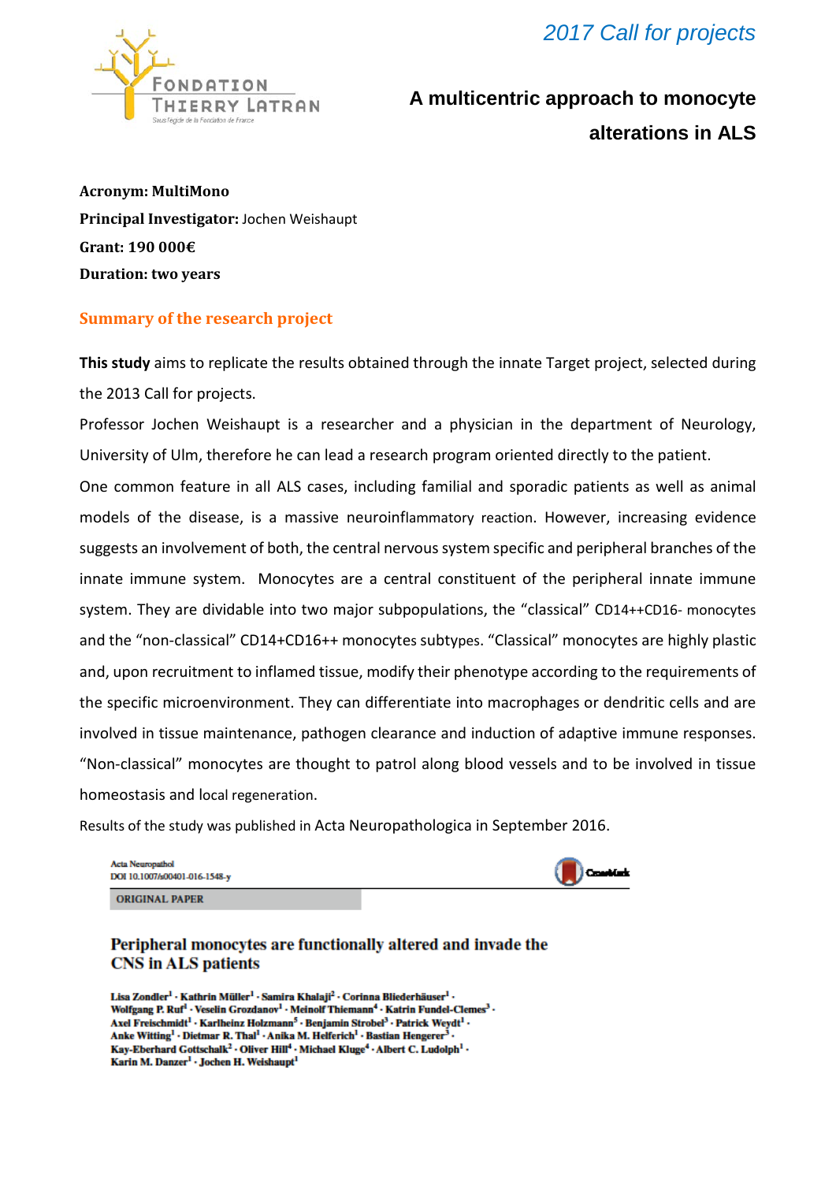FONDATION THIERRY LATRAN

Sous l'égide de la Fondation de France

*2017 Call for projects*

# A multicentric approach to monocyte alterations in ALS

**Acronym: MultiMono**

**Principal Investigator:** Jochen Weishaupt

**Grant: 190 000€**

**Duration: two years**

## Summary of the research project

**This study** aims to replicate the results obtained through the innate Target project, selected during the 2013 Call for projects.

Professor Jochen Weishaupt is a researcher and a physician in the department of Neurology, University of Ulm, therefore he can lead a research program oriented directly to the patient.

One common feature in all ALS cases, including familial and sporadic patients as well as animal models of the disease, is a massive neuroinflammatory reaction. However, increasing evidence suggests an involvement of both, the central nervous system specific and peripheral branches of the innate immune system. Monocytes are a central constituent of the peripheral innate immune system. They are dividable into two major subpopulations, the "classical" CD14++CD16- monocytes and the "non-classical" CD14+CD16++ monocytes subtypes. "Classical" monocytes are highly plastic and, upon recruitment to inflamed tissue, modify their phenotype according to the requirements of the specific microenvironment. They can differentiate into macrophages or dendritic cells and are involved in tissue maintenance, pathogen clearance and induction of adaptive immune responses. "Non-classical" monocytes are thought to patrol along blood vessels and to be involved in tissue homeostasis and local regeneration.

Results of the study was published in Acta Neuropathologica in September 2016.

Acta Neuropathol
DOI 10.1007/s00401-016-1548-y

ORIGINAL PAPER

**Peripheral monocytes are functionally altered and invade the CNS in ALS patients**

Lisa Zondler[1] · Kathrin Müller[1] · Samira Khalaji[2] · Corinna Bliederhäuser[1] · Wolfgang P. Ruf[1] · Veselin Grozdanov[1] · Meinolf Thiemann[4] · Katrin Fundel-Clemes[3] · Axel Freischmidt[1] · Karlheinz Holzmann[5] · Benjamin Strobel[3] · Patrick Weydt[1] · Anke Witting[1] · Dietmar R. Thal[1] · Anika M. Helferich[1] · Bastian Hengerer[3] · Kay-Eberhard Gottschalk[2] · Oliver Hill[4] · Michael Kluge[4] · Albert C. Ludolph[1] · Karin M. Danzer[1] · Jochen H. Weishaupt[1]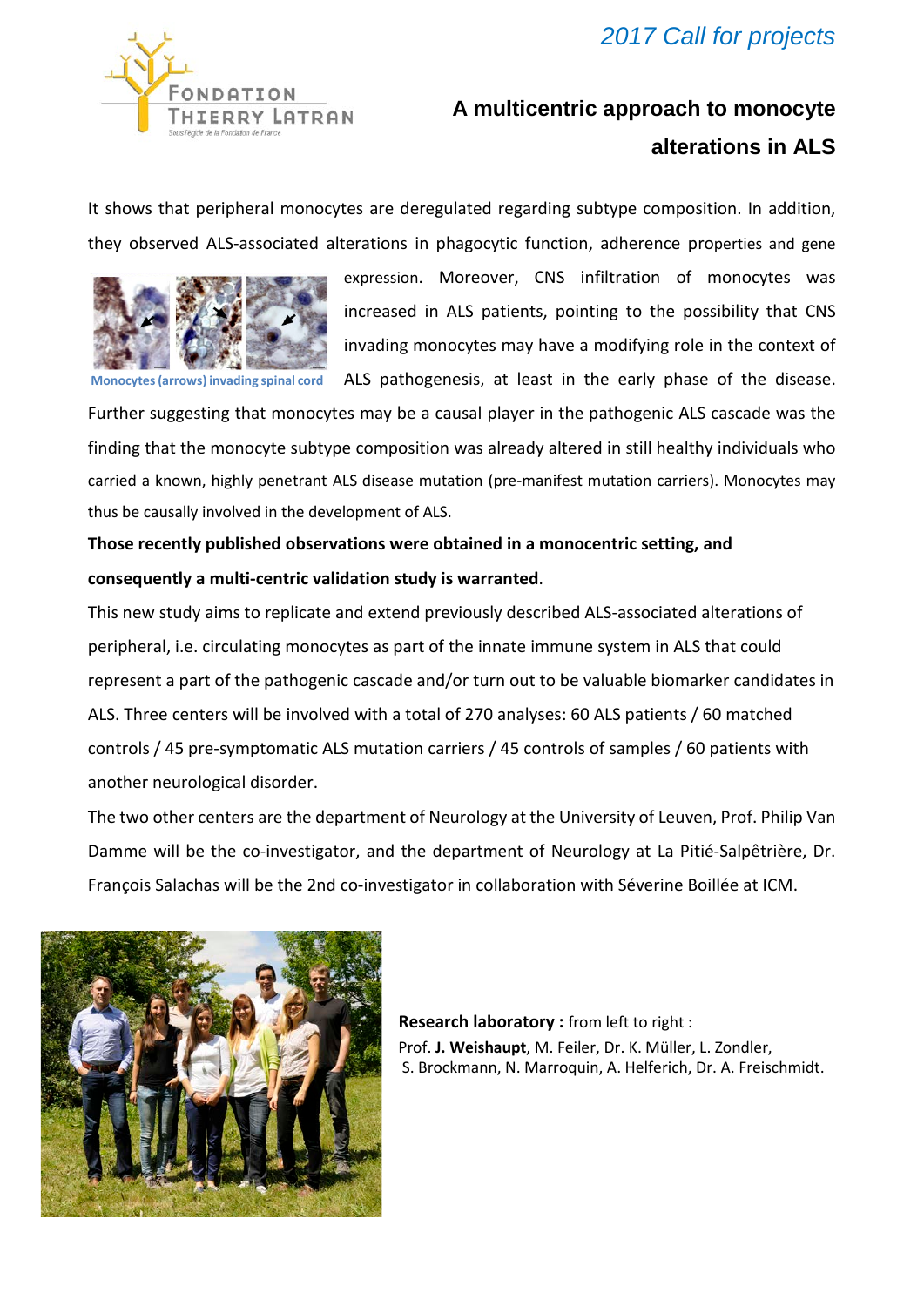*2017 Call for projects*

## A multicentric approach to monocyte alterations in ALS

It shows that peripheral monocytes are deregulated regarding subtype composition. In addition, they observed ALS-associated alterations in phagocytic function, adherence properties and gene expression. Moreover, CNS infiltration of monocytes was increased in ALS patients, pointing to the possibility that CNS invading monocytes may have a modifying role in the context of ALS pathogenesis, at least in the early phase of the disease. Further suggesting that monocytes may be a causal player in the pathogenic ALS cascade was the finding that the monocyte subtype composition was already altered in still healthy individuals who carried a known, highly penetrant ALS disease mutation (pre-manifest mutation carriers). Monocytes may thus be causally involved in the development of ALS.

Monocytes (arrows) invading spinal cord

**Those recently published observations were obtained in a monocentric setting, and consequently a multi-centric validation study is warranted**.

This new study aims to replicate and extend previously described ALS-associated alterations of peripheral, i.e. circulating monocytes as part of the innate immune system in ALS that could represent a part of the pathogenic cascade and/or turn out to be valuable biomarker candidates in ALS. Three centers will be involved with a total of 270 analyses: 60 ALS patients / 60 matched controls / 45 pre-symptomatic ALS mutation carriers / 45 controls of samples / 60 patients with another neurological disorder.

The two other centers are the department of Neurology at the University of Leuven, Prof. Philip Van Damme will be the co-investigator, and the department of Neurology at La Pitié-Salpêtrière, Dr. François Salachas will be the 2nd co-investigator in collaboration with Séverine Boillée at ICM.

**Research laboratory :** from left to right :
Prof. **J. Weishaupt**, M. Feiler, Dr. K. Müller, L. Zondler, S. Brockmann, N. Marroquin, A. Helferich, Dr. A. Freischmidt.